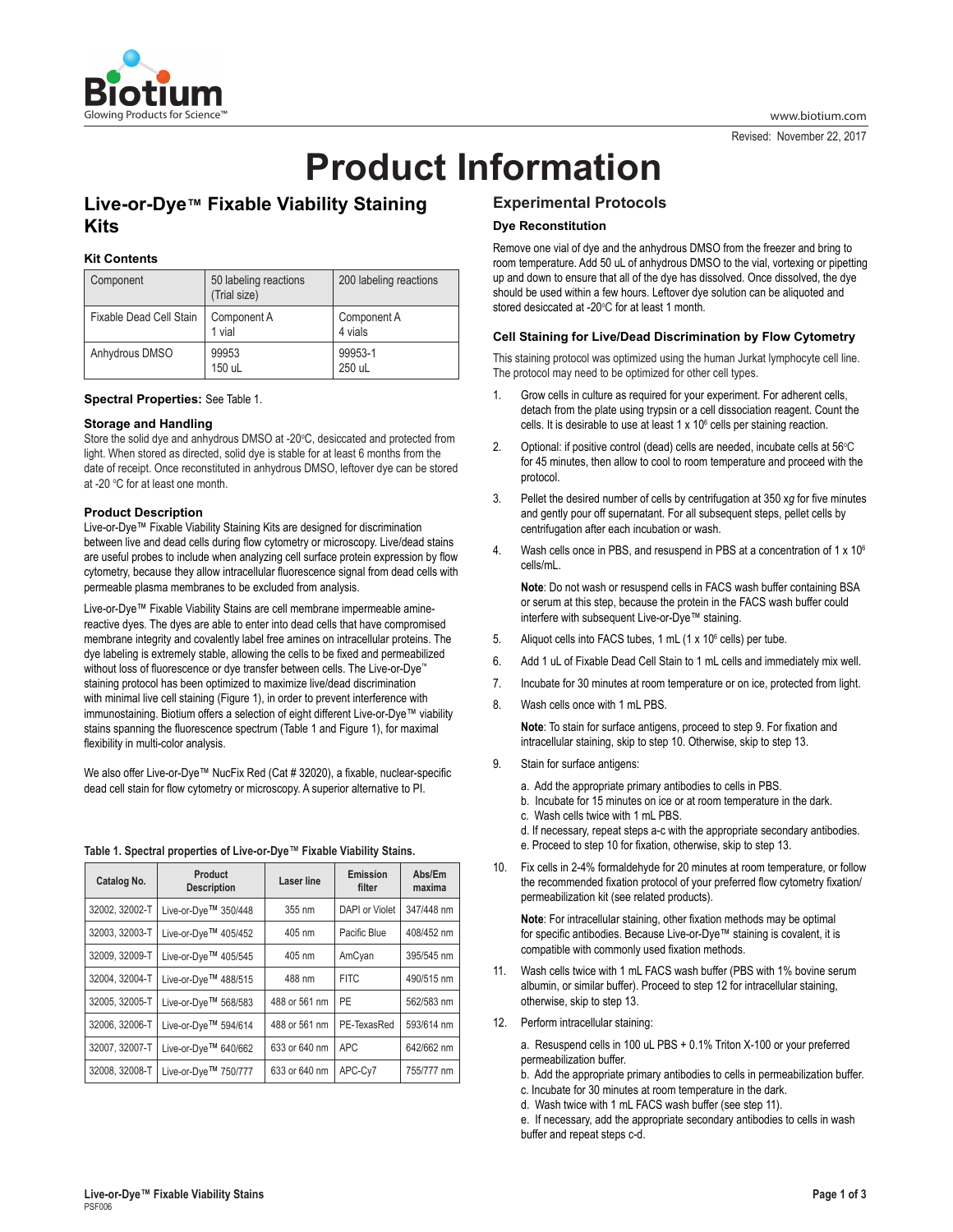# Product Information

## Live-or-Dye™ Fixable Viability Staining Kits

### Kit Contents

| Component | 50 labeling reactions (Trial size) | 200 labeling reactions |
|---|---|---|
| Fixable Dead Cell Stain | Component A 1 vial | Component A 4 vials |
| Anhydrous DMSO | 99953 150 uL | 99953-1 250 uL |

**Spectral Properties:** See Table 1.

### Storage and Handling

Store the solid dye and anhydrous DMSO at -20°C, desiccated and protected from light. When stored as directed, solid dye is stable for at least 6 months from the date of receipt. Once reconstituted in anhydrous DMSO, leftover dye can be stored at -20 °C for at least one month.

### Product Description

Live-or-Dye™ Fixable Viability Staining Kits are designed for discrimination between live and dead cells during flow cytometry or microscopy. Live/dead stains are useful probes to include when analyzing cell surface protein expression by flow cytometry, because they allow intracellular fluorescence signal from dead cells with permeable plasma membranes to be excluded from analysis.

Live-or-Dye™ Fixable Viability Stains are cell membrane impermeable amine-reactive dyes. The dyes are able to enter into dead cells that have compromised membrane integrity and covalently label free amines on intracellular proteins. The dye labeling is extremely stable, allowing the cells to be fixed and permeabilized without loss of fluorescence or dye transfer between cells. The Live-or-Dye™ staining protocol has been optimized to maximize live/dead discrimination with minimal live cell staining (Figure 1), in order to prevent interference with immunostaining. Biotium offers a selection of eight different Live-or-Dye™ viability stains spanning the fluorescence spectrum (Table 1 and Figure 1), for maximal flexibility in multi-color analysis.

We also offer Live-or-Dye™ NucFix Red (Cat # 32020), a fixable, nuclear-specific dead cell stain for flow cytometry or microscopy. A superior alternative to PI.

**Table 1. Spectral properties of Live-or-Dye™ Fixable Viability Stains.**

| Catalog No. | Product Description | Laser line | Emission filter | Abs/Em maxima |
|---|---|---|---|---|
| 32002, 32002-T | Live-or-Dye™ 350/448 | 355 nm | DAPI or Violet | 347/448 nm |
| 32003, 32003-T | Live-or-Dye™ 405/452 | 405 nm | Pacific Blue | 408/452 nm |
| 32009, 32009-T | Live-or-Dye™ 405/545 | 405 nm | AmCyan | 395/545 nm |
| 32004, 32004-T | Live-or-Dye™ 488/515 | 488 nm | FITC | 490/515 nm |
| 32005, 32005-T | Live-or-Dye™ 568/583 | 488 or 561 nm | PE | 562/583 nm |
| 32006, 32006-T | Live-or-Dye™ 594/614 | 488 or 561 nm | PE-TexasRed | 593/614 nm |
| 32007, 32007-T | Live-or-Dye™ 640/662 | 633 or 640 nm | APC | 642/662 nm |
| 32008, 32008-T | Live-or-Dye™ 750/777 | 633 or 640 nm | APC-Cy7 | 755/777 nm |

## Experimental Protocols

### Dye Reconstitution

Remove one vial of dye and the anhydrous DMSO from the freezer and bring to room temperature. Add 50 uL of anhydrous DMSO to the vial, vortexing or pipetting up and down to ensure that all of the dye has dissolved. Once dissolved, the dye should be used within a few hours. Leftover dye solution can be aliquoted and stored desiccated at -20°C for at least 1 month.

### Cell Staining for Live/Dead Discrimination by Flow Cytometry

This staining protocol was optimized using the human Jurkat lymphocyte cell line. The protocol may need to be optimized for other cell types.

1. Grow cells in culture as required for your experiment. For adherent cells, detach from the plate using trypsin or a cell dissociation reagent. Count the cells. It is desirable to use at least 1 x $10^6$ cells per staining reaction.
2. Optional: if positive control (dead) cells are needed, incubate cells at 56°C for 45 minutes, then allow to cool to room temperature and proceed with the protocol.
3. Pellet the desired number of cells by centrifugation at 350 *xg* for five minutes and gently pour off supernatant. For all subsequent steps, pellet cells by centrifugation after each incubation or wash.
4. Wash cells once in PBS, and resuspend in PBS at a concentration of 1 x $10^6$ cells/mL.

   **Note**: Do not wash or resuspend cells in FACS wash buffer containing BSA or serum at this step, because the protein in the FACS wash buffer could interfere with subsequent Live-or-Dye™ staining.
5. Aliquot cells into FACS tubes, 1 mL (1 x $10^6$ cells) per tube.
6. Add 1 uL of Fixable Dead Cell Stain to 1 mL cells and immediately mix well.
7. Incubate for 30 minutes at room temperature or on ice, protected from light.
8. Wash cells once with 1 mL PBS.

   **Note**: To stain for surface antigens, proceed to step 9. For fixation and intracellular staining, skip to step 10. Otherwise, skip to step 13.
9. Stain for surface antigens:

   a. Add the appropriate primary antibodies to cells in PBS.
   b. Incubate for 15 minutes on ice or at room temperature in the dark.
   c. Wash cells twice with 1 mL PBS.
   d. If necessary, repeat steps a-c with the appropriate secondary antibodies.
   e. Proceed to step 10 for fixation, otherwise, skip to step 13.
10. Fix cells in 2-4% formaldehyde for 20 minutes at room temperature, or follow the recommended fixation protocol of your preferred flow cytometry fixation/ permeabilization kit (see related products).

    **Note**: For intracellular staining, other fixation methods may be optimal for specific antibodies. Because Live-or-Dye™ staining is covalent, it is compatible with commonly used fixation methods.
11. Wash cells twice with 1 mL FACS wash buffer (PBS with 1% bovine serum albumin, or similar buffer). Proceed to step 12 for intracellular staining, otherwise, skip to step 13.
12. Perform intracellular staining:

    a. Resuspend cells in 100 uL PBS + 0.1% Triton X-100 or your preferred permeabilization buffer.
    b. Add the appropriate primary antibodies to cells in permeabilization buffer.
    c. Incubate for 30 minutes at room temperature in the dark.
    d. Wash twice with 1 mL FACS wash buffer (see step 11).
    e. If necessary, add the appropriate secondary antibodies to cells in wash buffer and repeat steps c-d.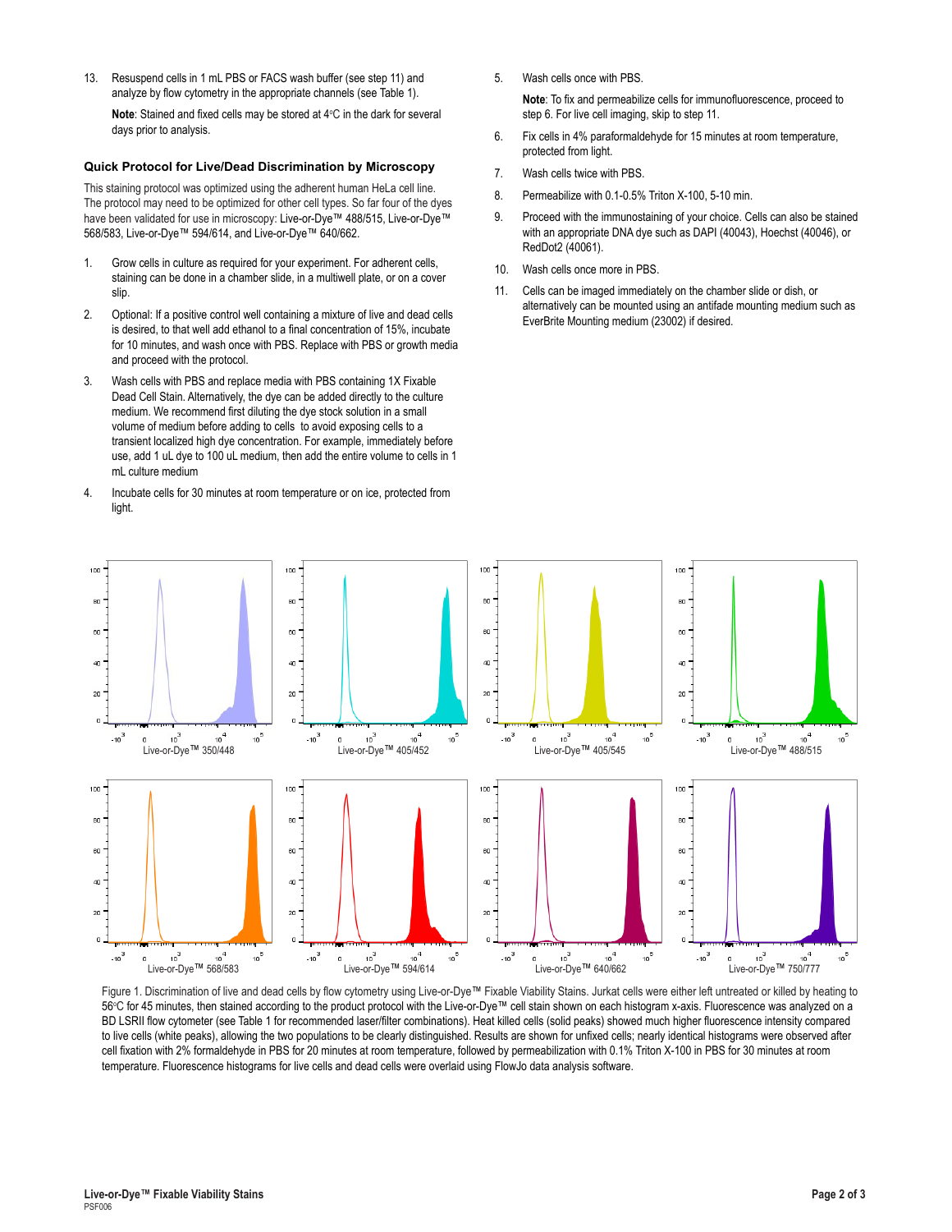13. Resuspend cells in 1 mL PBS or FACS wash buffer (see step 11) and analyze by flow cytometry in the appropriate channels (see Table 1).

    **Note**: Stained and fixed cells may be stored at 4°C in the dark for several days prior to analysis.

### Quick Protocol for Live/Dead Discrimination by Microscopy

This staining protocol was optimized using the adherent human HeLa cell line. The protocol may need to be optimized for other cell types. So far four of the dyes have been validated for use in microscopy: Live-or-Dye™ 488/515, Live-or-Dye™ 568/583, Live-or-Dye™ 594/614, and Live-or-Dye™ 640/662.

1. Grow cells in culture as required for your experiment. For adherent cells, staining can be done in a chamber slide, in a multiwell plate, or on a cover slip.
2. Optional: If a positive control well containing a mixture of live and dead cells is desired, to that well add ethanol to a final concentration of 15%, incubate for 10 minutes, and wash once with PBS. Replace with PBS or growth media and proceed with the protocol.
3. Wash cells with PBS and replace media with PBS containing 1X Fixable Dead Cell Stain. Alternatively, the dye can be added directly to the culture medium. We recommend first diluting the dye stock solution in a small volume of medium before adding to cells to avoid exposing cells to a transient localized high dye concentration. For example, immediately before use, add 1 uL dye to 100 uL medium, then add the entire volume to cells in 1 mL culture medium
4. Incubate cells for 30 minutes at room temperature or on ice, protected from light.
5. Wash cells once with PBS.

   **Note**: To fix and permeabilize cells for immunofluorescence, proceed to step 6. For live cell imaging, skip to step 11.
6. Fix cells in 4% paraformaldehyde for 15 minutes at room temperature, protected from light.
7. Wash cells twice with PBS.
8. Permeabilize with 0.1-0.5% Triton X-100, 5-10 min.
9. Proceed with the immunostaining of your choice. Cells can also be stained with an appropriate DNA dye such as DAPI (40043), Hoechst (40046), or RedDot2 (40061).
10. Wash cells once more in PBS.
11. Cells can be imaged immediately on the chamber slide or dish, or alternatively can be mounted using an antifade mounting medium such as EverBrite Mounting medium (23002) if desired.

Figure 1. Discrimination of live and dead cells by flow cytometry using Live-or-Dye™ Fixable Viability Stains. Jurkat cells were either left untreated or killed by heating to 56°C for 45 minutes, then stained according to the product protocol with the Live-or-Dye™ cell stain shown on each histogram x-axis. Fluorescence was analyzed on a BD LSRII flow cytometer (see Table 1 for recommended laser/filter combinations). Heat killed cells (solid peaks) showed much higher fluorescence intensity compared to live cells (white peaks), allowing the two populations to be clearly distinguished. Results are shown for unfixed cells; nearly identical histograms were observed after cell fixation with 2% formaldehyde in PBS for 20 minutes at room temperature, followed by permeabilization with 0.1% Triton X-100 in PBS for 30 minutes at room temperature. Fluorescence histograms for live cells and dead cells were overlaid using FlowJo data analysis software.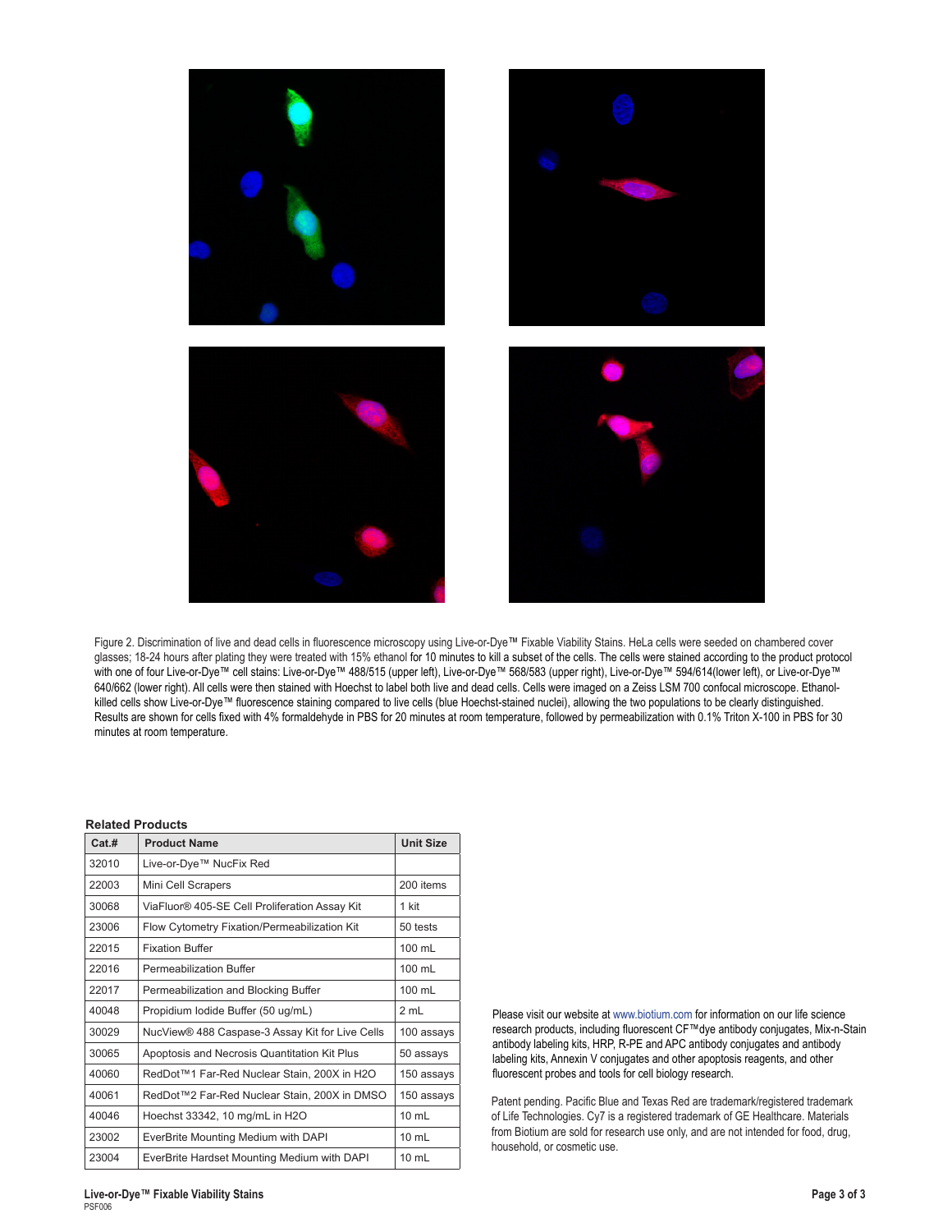Figure 2. Discrimination of live and dead cells in fluorescence microscopy using Live-or-Dye™ Fixable Viability Stains. HeLa cells were seeded on chambered cover glasses; 18-24 hours after plating they were treated with 15% ethanol for 10 minutes to kill a subset of the cells. The cells were stained according to the product protocol with one of four Live-or-Dye™ cell stains: Live-or-Dye™ 488/515 (upper left), Live-or-Dye™ 568/583 (upper right), Live-or-Dye™ 594/614(lower left), or Live-or-Dye™ 640/662 (lower right). All cells were then stained with Hoechst to label both live and dead cells. Cells were imaged on a Zeiss LSM 700 confocal microscope. Ethanol-killed cells show Live-or-Dye™ fluorescence staining compared to live cells (blue Hoechst-stained nuclei), allowing the two populations to be clearly distinguished. Results are shown for cells fixed with 4% formaldehyde in PBS for 20 minutes at room temperature, followed by permeabilization with 0.1% Triton X-100 in PBS for 30 minutes at room temperature.

**Related Products**

| Cat.# | Product Name | Unit Size |
|---|---|---|
| 32010 | Live-or-Dye™ NucFix Red | |
| 22003 | Mini Cell Scrapers | 200 items |
| 30068 | ViaFluor® 405-SE Cell Proliferation Assay Kit | 1 kit |
| 23006 | Flow Cytometry Fixation/Permeabilization Kit | 50 tests |
| 22015 | Fixation Buffer | 100 mL |
| 22016 | Permeabilization Buffer | 100 mL |
| 22017 | Permeabilization and Blocking Buffer | 100 mL |
| 40048 | Propidium Iodide Buffer (50 ug/mL) | 2 mL |
| 30029 | NucView® 488 Caspase-3 Assay Kit for Live Cells | 100 assays |
| 30065 | Apoptosis and Necrosis Quantitation Kit Plus | 50 assays |
| 40060 | RedDot™1 Far-Red Nuclear Stain, 200X in H2O | 150 assays |
| 40061 | RedDot™2 Far-Red Nuclear Stain, 200X in DMSO | 150 assays |
| 40046 | Hoechst 33342, 10 mg/mL in H2O | 10 mL |
| 23002 | EverBrite Mounting Medium with DAPI | 10 mL |
| 23004 | EverBrite Hardset Mounting Medium with DAPI | 10 mL |

Please visit our website at www.biotium.com for information on our life science research products, including fluorescent CF™dye antibody conjugates, Mix-n-Stain antibody labeling kits, HRP, R-PE and APC antibody conjugates and antibody labeling kits, Annexin V conjugates and other apoptosis reagents, and other fluorescent probes and tools for cell biology research.

Patent pending. Pacific Blue and Texas Red are trademark/registered trademark of Life Technologies. Cy7 is a registered trademark of GE Healthcare. Materials from Biotium are sold for research use only, and are not intended for food, drug, household, or cosmetic use.